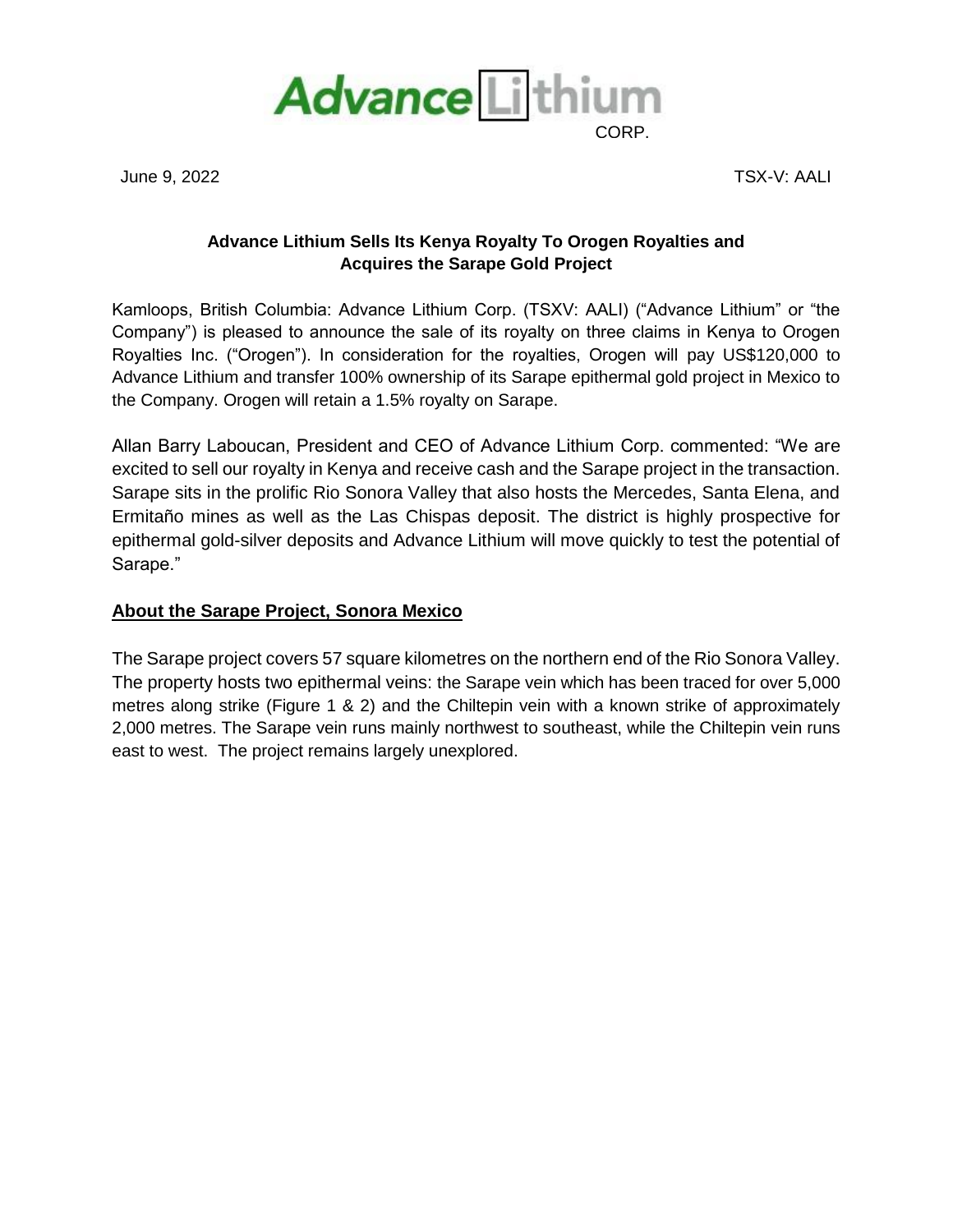Advance Lithium CORP.

June 9, 2022 TSX-V: AALI

**Advance Lithium Sells Its Kenya Royalty To Orogen Royalties and Acquires the Sarape Gold Project**

Kamloops, British Columbia: Advance Lithium Corp. (TSXV: AALI) ("Advance Lithium" or "the Company") is pleased to announce the sale of its royalty on three claims in Kenya to Orogen Royalties Inc. ("Orogen"). In consideration for the royalties, Orogen will pay US$120,000 to Advance Lithium and transfer 100% ownership of its Sarape epithermal gold project in Mexico to the Company. Orogen will retain a 1.5% royalty on Sarape.

Allan Barry Laboucan, President and CEO of Advance Lithium Corp. commented: "We are excited to sell our royalty in Kenya and receive cash and the Sarape project in the transaction. Sarape sits in the prolific Rio Sonora Valley that also hosts the Mercedes, Santa Elena, and Ermitaño mines as well as the Las Chispas deposit. The district is highly prospective for epithermal gold-silver deposits and Advance Lithium will move quickly to test the potential of Sarape."

## About the Sarape Project, Sonora Mexico

The Sarape project covers 57 square kilometres on the northern end of the Rio Sonora Valley. The property hosts two epithermal veins: the Sarape vein which has been traced for over 5,000 metres along strike (Figure 1 & 2) and the Chiltepin vein with a known strike of approximately 2,000 metres. The Sarape vein runs mainly northwest to southeast, while the Chiltepin vein runs east to west. The project remains largely unexplored.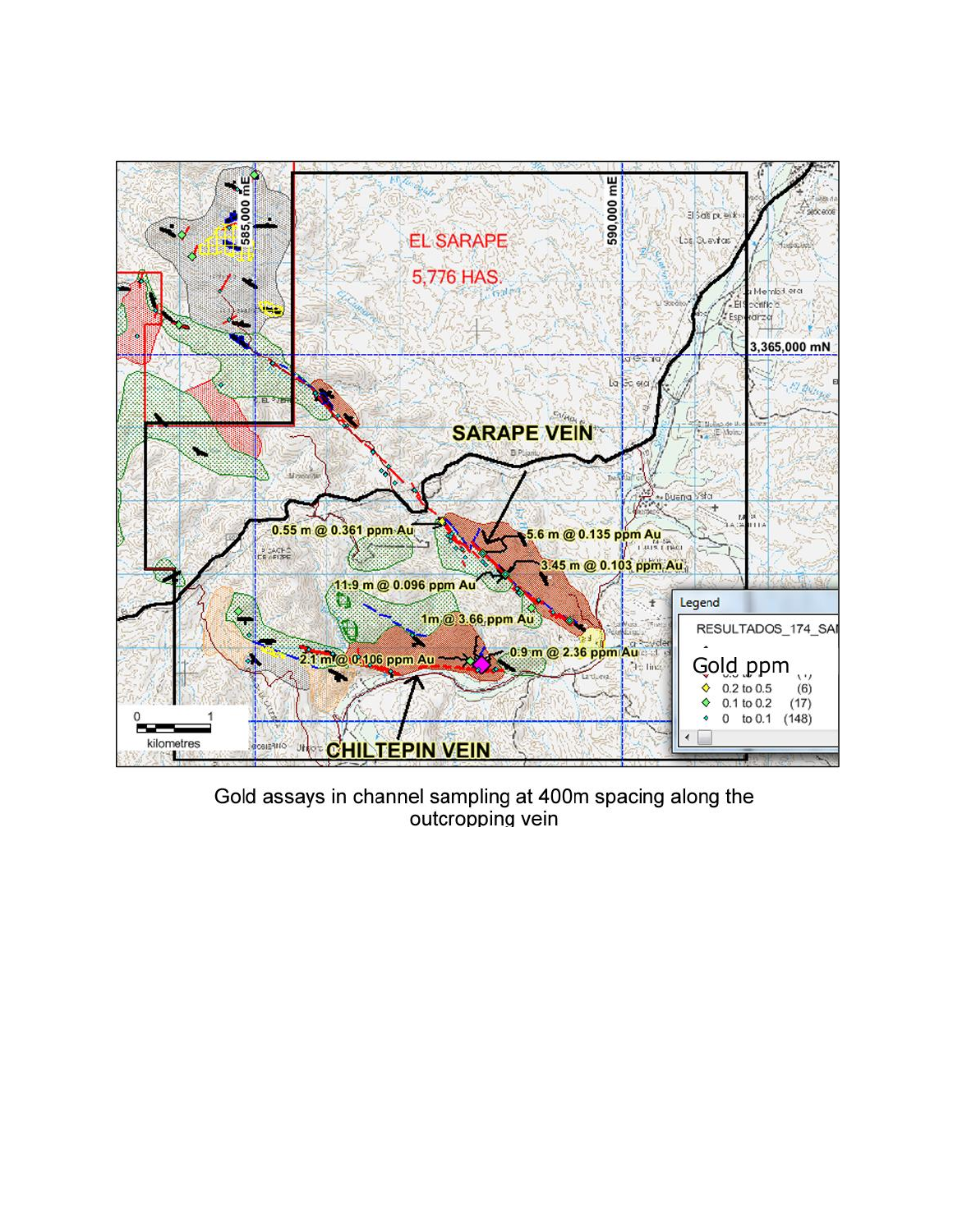Gold assays in channel sampling at 400m spacing along the outcropping vein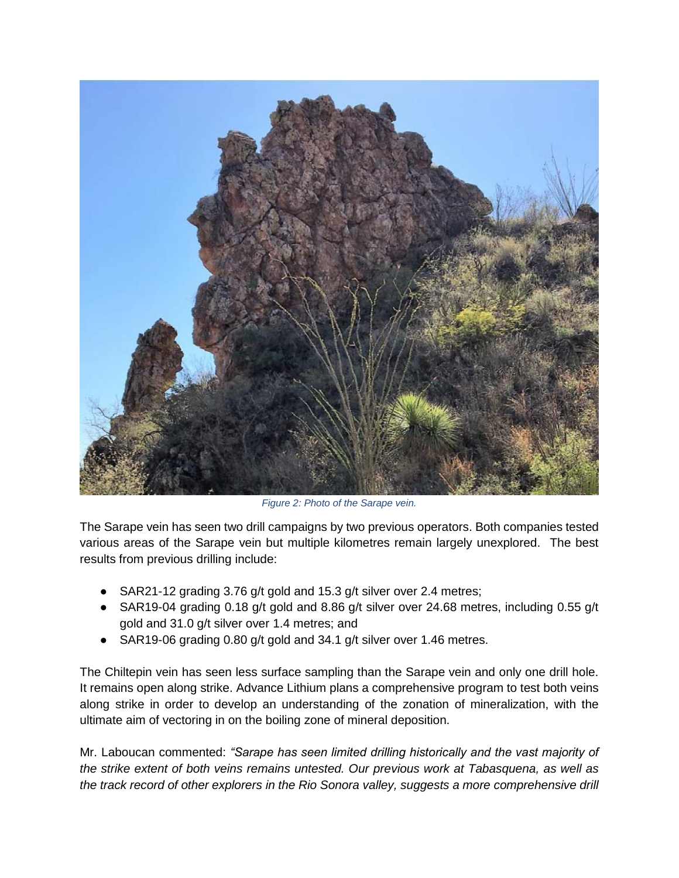*Figure 2: Photo of the Sarape vein.*

The Sarape vein has seen two drill campaigns by two previous operators. Both companies tested various areas of the Sarape vein but multiple kilometres remain largely unexplored. The best results from previous drilling include:

- SAR21-12 grading 3.76 g/t gold and 15.3 g/t silver over 2.4 metres;
- SAR19-04 grading 0.18 g/t gold and 8.86 g/t silver over 24.68 metres, including 0.55 g/t gold and 31.0 g/t silver over 1.4 metres; and
- SAR19-06 grading 0.80 g/t gold and 34.1 g/t silver over 1.46 metres.

The Chiltepin vein has seen less surface sampling than the Sarape vein and only one drill hole. It remains open along strike. Advance Lithium plans a comprehensive program to test both veins along strike in order to develop an understanding of the zonation of mineralization, with the ultimate aim of vectoring in on the boiling zone of mineral deposition.

Mr. Laboucan commented: *"Sarape has seen limited drilling historically and the vast majority of the strike extent of both veins remains untested. Our previous work at Tabasquena, as well as the track record of other explorers in the Rio Sonora valley, suggests a more comprehensive drill*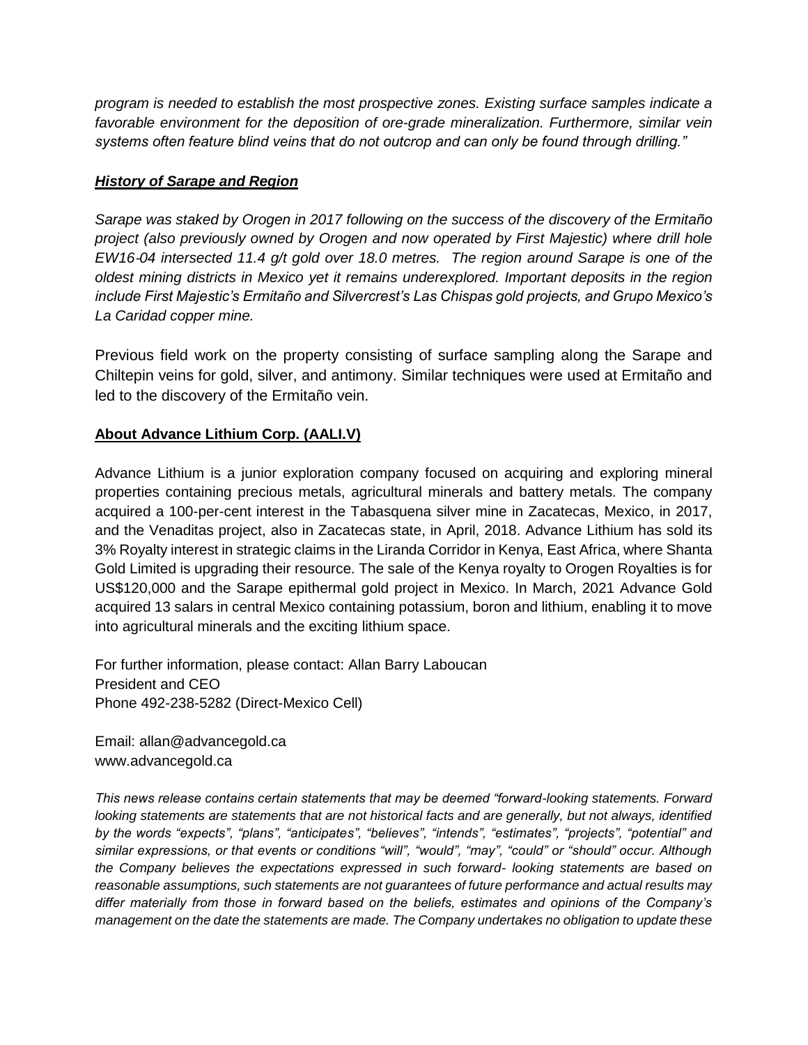*program is needed to establish the most prospective zones. Existing surface samples indicate a favorable environment for the deposition of ore-grade mineralization. Furthermore, similar vein systems often feature blind veins that do not outcrop and can only be found through drilling."*

### ***History of Sarape and Region***

*Sarape was staked by Orogen in 2017 following on the success of the discovery of the Ermitaño project (also previously owned by Orogen and now operated by First Majestic) where drill hole EW16-04 intersected 11.4 g/t gold over 18.0 metres. The region around Sarape is one of the oldest mining districts in Mexico yet it remains underexplored. Important deposits in the region include First Majestic's Ermitaño and Silvercrest's Las Chispas gold projects, and Grupo Mexico's La Caridad copper mine.*

Previous field work on the property consisting of surface sampling along the Sarape and Chiltepin veins for gold, silver, and antimony. Similar techniques were used at Ermitaño and led to the discovery of the Ermitaño vein.

### **About Advance Lithium Corp. (AALI.V)**

Advance Lithium is a junior exploration company focused on acquiring and exploring mineral properties containing precious metals, agricultural minerals and battery metals. The company acquired a 100-per-cent interest in the Tabasquena silver mine in Zacatecas, Mexico, in 2017, and the Venaditas project, also in Zacatecas state, in April, 2018. Advance Lithium has sold its 3% Royalty interest in strategic claims in the Liranda Corridor in Kenya, East Africa, where Shanta Gold Limited is upgrading their resource. The sale of the Kenya royalty to Orogen Royalties is for US$120,000 and the Sarape epithermal gold project in Mexico. In March, 2021 Advance Gold acquired 13 salars in central Mexico containing potassium, boron and lithium, enabling it to move into agricultural minerals and the exciting lithium space.

For further information, please contact: Allan Barry Laboucan
President and CEO
Phone 492-238-5282 (Direct-Mexico Cell)

Email: allan@advancegold.ca
www.advancegold.ca

*This news release contains certain statements that may be deemed "forward-looking statements. Forward looking statements are statements that are not historical facts and are generally, but not always, identified by the words "expects", "plans", "anticipates", "believes", "intends", "estimates", "projects", "potential" and similar expressions, or that events or conditions "will", "would", "may", "could" or "should" occur. Although the Company believes the expectations expressed in such forward- looking statements are based on reasonable assumptions, such statements are not guarantees of future performance and actual results may differ materially from those in forward based on the beliefs, estimates and opinions of the Company's management on the date the statements are made. The Company undertakes no obligation to update these*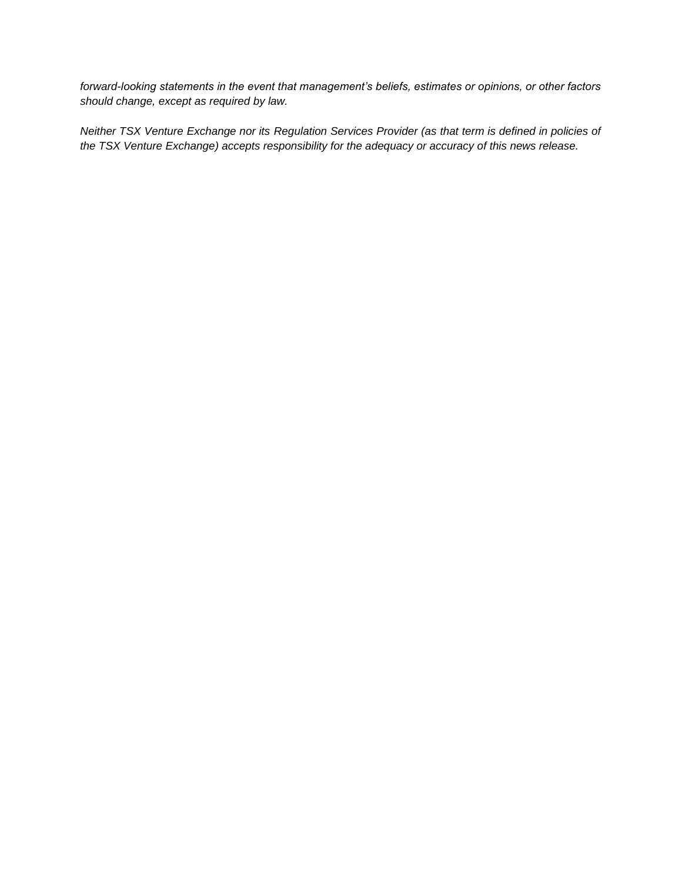*forward-looking statements in the event that management's beliefs, estimates or opinions, or other factors should change, except as required by law.*

*Neither TSX Venture Exchange nor its Regulation Services Provider (as that term is defined in policies of the TSX Venture Exchange) accepts responsibility for the adequacy or accuracy of this news release.*